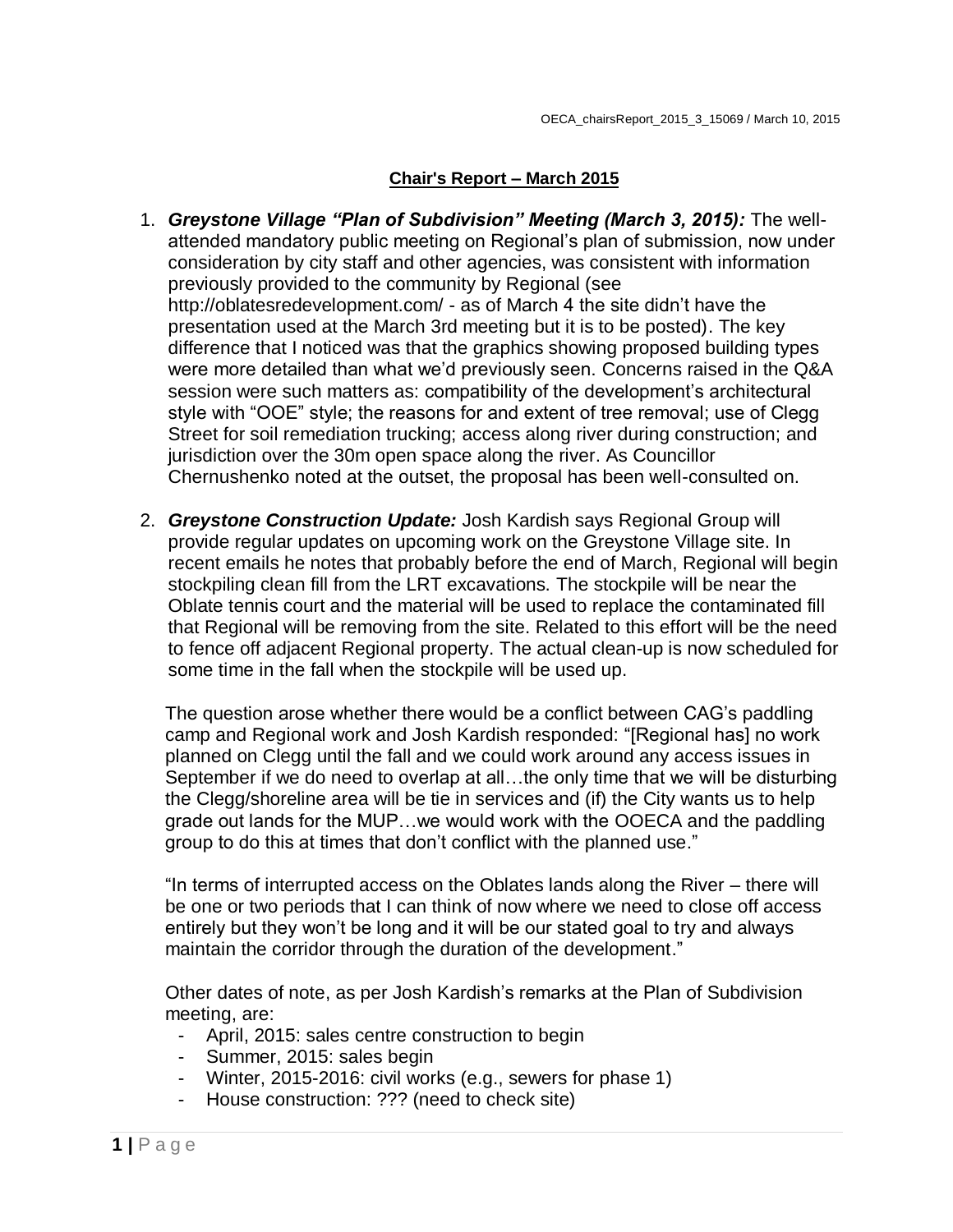OECA_chairsReport_2015_3_15069 / March 10, 2015

## Chair's Report – March 2015

1. ***Greystone Village "Plan of Subdivision" Meeting (March 3, 2015):*** The well-attended mandatory public meeting on Regional's plan of submission, now under consideration by city staff and other agencies, was consistent with information previously provided to the community by Regional (see http://oblatesredevelopment.com/ - as of March 4 the site didn't have the presentation used at the March 3rd meeting but it is to be posted). The key difference that I noticed was that the graphics showing proposed building types were more detailed than what we'd previously seen. Concerns raised in the Q&A session were such matters as: compatibility of the development's architectural style with "OOE" style; the reasons for and extent of tree removal; use of Clegg Street for soil remediation trucking; access along river during construction; and jurisdiction over the 30m open space along the river. As Councillor Chernushenko noted at the outset, the proposal has been well-consulted on.

2. ***Greystone Construction Update:*** Josh Kardish says Regional Group will provide regular updates on upcoming work on the Greystone Village site. In recent emails he notes that probably before the end of March, Regional will begin stockpiling clean fill from the LRT excavations. The stockpile will be near the Oblate tennis court and the material will be used to replace the contaminated fill that Regional will be removing from the site. Related to this effort will be the need to fence off adjacent Regional property. The actual clean-up is now scheduled for some time in the fall when the stockpile will be used up.

   The question arose whether there would be a conflict between CAG's paddling camp and Regional work and Josh Kardish responded: "[Regional has] no work planned on Clegg until the fall and we could work around any access issues in September if we do need to overlap at all…the only time that we will be disturbing the Clegg/shoreline area will be tie in services and (if) the City wants us to help grade out lands for the MUP…we would work with the OOECA and the paddling group to do this at times that don't conflict with the planned use."

   "In terms of interrupted access on the Oblates lands along the River – there will be one or two periods that I can think of now where we need to close off access entirely but they won't be long and it will be our stated goal to try and always maintain the corridor through the duration of the development."

   Other dates of note, as per Josh Kardish's remarks at the Plan of Subdivision meeting, are:
   - April, 2015: sales centre construction to begin
   - Summer, 2015: sales begin
   - Winter, 2015-2016: civil works (e.g., sewers for phase 1)
   - House construction: ??? (need to check site)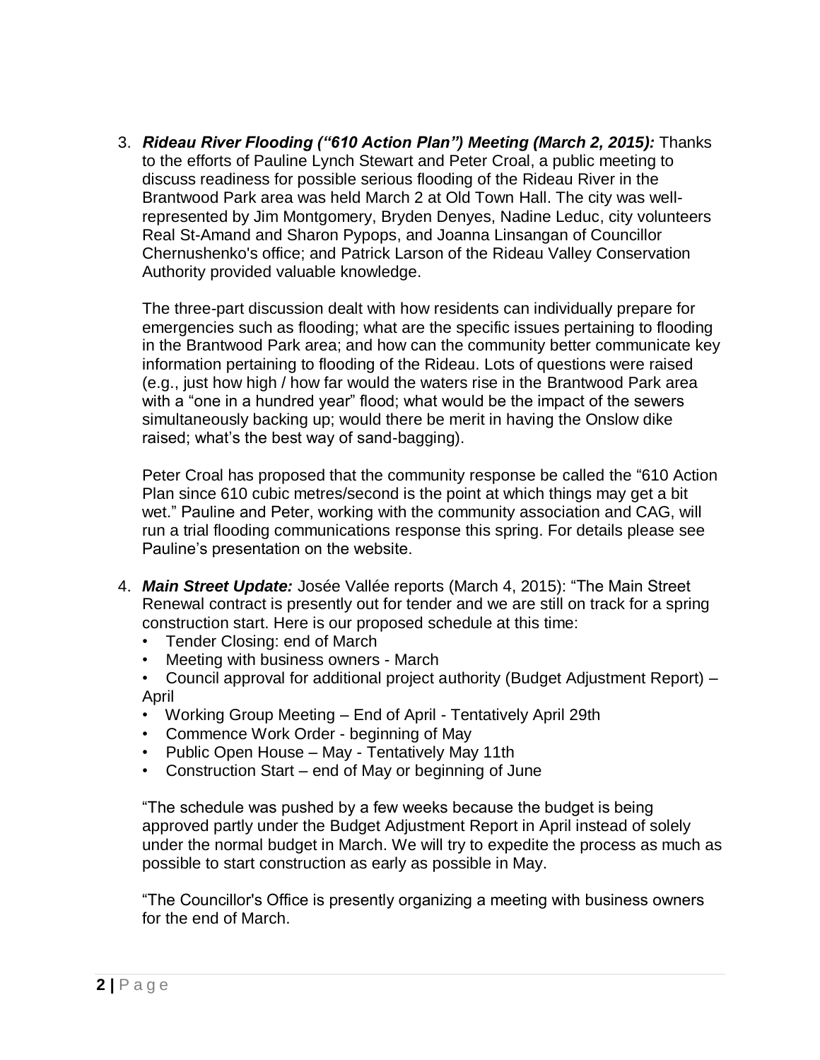3. ***Rideau River Flooding ("610 Action Plan") Meeting (March 2, 2015):*** Thanks to the efforts of Pauline Lynch Stewart and Peter Croal, a public meeting to discuss readiness for possible serious flooding of the Rideau River in the Brantwood Park area was held March 2 at Old Town Hall. The city was well-represented by Jim Montgomery, Bryden Denyes, Nadine Leduc, city volunteers Real St-Amand and Sharon Pypops, and Joanna Linsangan of Councillor Chernushenko's office; and Patrick Larson of the Rideau Valley Conservation Authority provided valuable knowledge.

   The three-part discussion dealt with how residents can individually prepare for emergencies such as flooding; what are the specific issues pertaining to flooding in the Brantwood Park area; and how can the community better communicate key information pertaining to flooding of the Rideau. Lots of questions were raised (e.g., just how high / how far would the waters rise in the Brantwood Park area with a "one in a hundred year" flood; what would be the impact of the sewers simultaneously backing up; would there be merit in having the Onslow dike raised; what's the best way of sand-bagging).

   Peter Croal has proposed that the community response be called the "610 Action Plan since 610 cubic metres/second is the point at which things may get a bit wet." Pauline and Peter, working with the community association and CAG, will run a trial flooding communications response this spring. For details please see Pauline's presentation on the website.

4. ***Main Street Update:*** Josée Vallée reports (March 4, 2015): "The Main Street Renewal contract is presently out for tender and we are still on track for a spring construction start. Here is our proposed schedule at this time:
   - Tender Closing: end of March
   - Meeting with business owners - March
   - Council approval for additional project authority (Budget Adjustment Report) – April
   - Working Group Meeting – End of April - Tentatively April 29th
   - Commence Work Order - beginning of May
   - Public Open House – May - Tentatively May 11th
   - Construction Start – end of May or beginning of June

   "The schedule was pushed by a few weeks because the budget is being approved partly under the Budget Adjustment Report in April instead of solely under the normal budget in March. We will try to expedite the process as much as possible to start construction as early as possible in May.

   "The Councillor's Office is presently organizing a meeting with business owners for the end of March.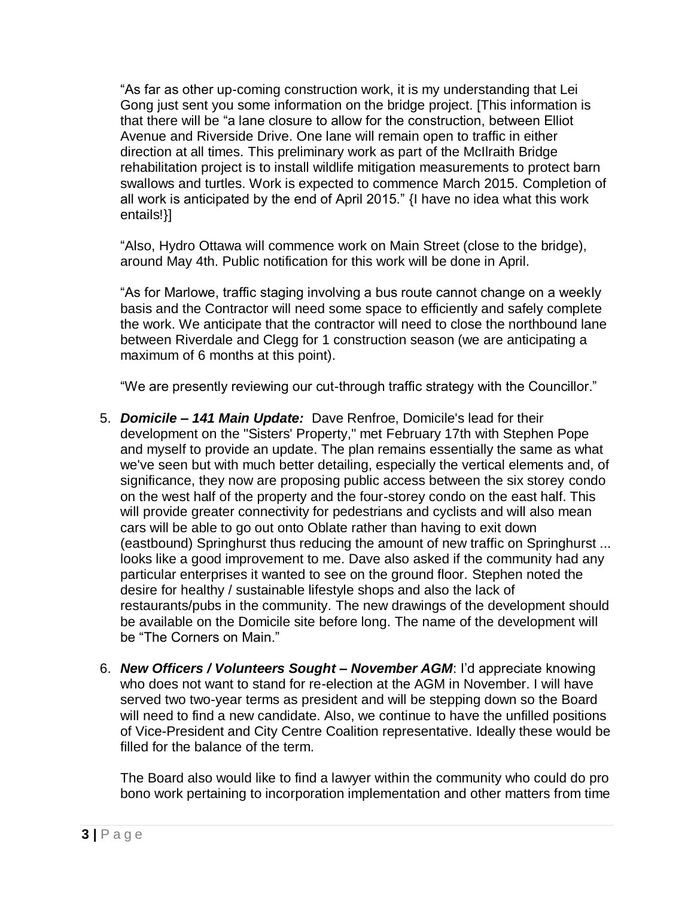"As far as other up-coming construction work, it is my understanding that Lei Gong just sent you some information on the bridge project. [This information is that there will be "a lane closure to allow for the construction, between Elliot Avenue and Riverside Drive. One lane will remain open to traffic in either direction at all times. This preliminary work as part of the McIlraith Bridge rehabilitation project is to install wildlife mitigation measurements to protect barn swallows and turtles. Work is expected to commence March 2015. Completion of all work is anticipated by the end of April 2015." {I have no idea what this work entails!}]

"Also, Hydro Ottawa will commence work on Main Street (close to the bridge), around May 4th. Public notification for this work will be done in April.

"As for Marlowe, traffic staging involving a bus route cannot change on a weekly basis and the Contractor will need some space to efficiently and safely complete the work. We anticipate that the contractor will need to close the northbound lane between Riverdale and Clegg for 1 construction season (we are anticipating a maximum of 6 months at this point).

"We are presently reviewing our cut-through traffic strategy with the Councillor."

5. ***Domicile – 141 Main Update:*** Dave Renfroe, Domicile's lead for their development on the "Sisters' Property," met February 17th with Stephen Pope and myself to provide an update. The plan remains essentially the same as what we've seen but with much better detailing, especially the vertical elements and, of significance, they now are proposing public access between the six storey condo on the west half of the property and the four-storey condo on the east half. This will provide greater connectivity for pedestrians and cyclists and will also mean cars will be able to go out onto Oblate rather than having to exit down (eastbound) Springhurst thus reducing the amount of new traffic on Springhurst ... looks like a good improvement to me. Dave also asked if the community had any particular enterprises it wanted to see on the ground floor. Stephen noted the desire for healthy / sustainable lifestyle shops and also the lack of restaurants/pubs in the community. The new drawings of the development should be available on the Domicile site before long. The name of the development will be "The Corners on Main."

6. ***New Officers / Volunteers Sought – November AGM***: I'd appreciate knowing who does not want to stand for re-election at the AGM in November. I will have served two two-year terms as president and will be stepping down so the Board will need to find a new candidate. Also, we continue to have the unfilled positions of Vice-President and City Centre Coalition representative. Ideally these would be filled for the balance of the term.

   The Board also would like to find a lawyer within the community who could do pro bono work pertaining to incorporation implementation and other matters from time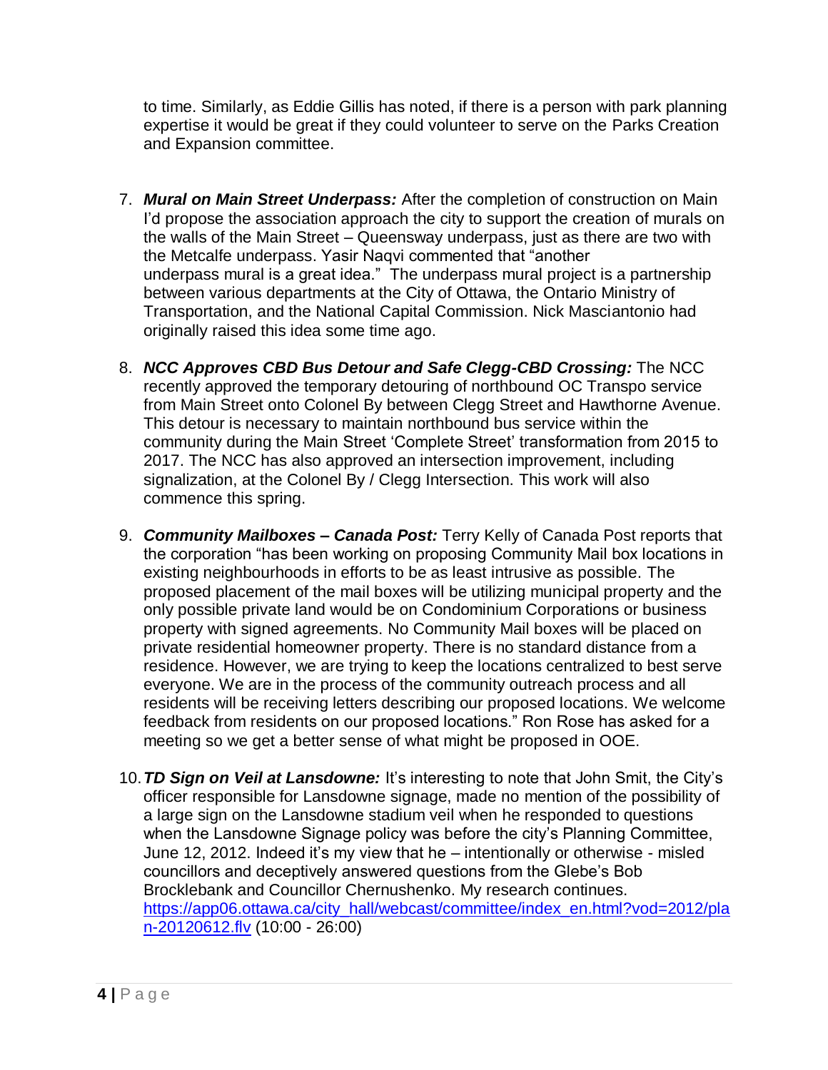to time. Similarly, as Eddie Gillis has noted, if there is a person with park planning expertise it would be great if they could volunteer to serve on the Parks Creation and Expansion committee.

7. ***Mural on Main Street Underpass:*** After the completion of construction on Main I'd propose the association approach the city to support the creation of murals on the walls of the Main Street – Queensway underpass, just as there are two with the Metcalfe underpass. Yasir Naqvi commented that "another underpass mural is a great idea." The underpass mural project is a partnership between various departments at the City of Ottawa, the Ontario Ministry of Transportation, and the National Capital Commission. Nick Masciantonio had originally raised this idea some time ago.

8. ***NCC Approves CBD Bus Detour and Safe Clegg-CBD Crossing:*** The NCC recently approved the temporary detouring of northbound OC Transpo service from Main Street onto Colonel By between Clegg Street and Hawthorne Avenue. This detour is necessary to maintain northbound bus service within the community during the Main Street 'Complete Street' transformation from 2015 to 2017. The NCC has also approved an intersection improvement, including signalization, at the Colonel By / Clegg Intersection. This work will also commence this spring.

9. ***Community Mailboxes – Canada Post:*** Terry Kelly of Canada Post reports that the corporation "has been working on proposing Community Mail box locations in existing neighbourhoods in efforts to be as least intrusive as possible. The proposed placement of the mail boxes will be utilizing municipal property and the only possible private land would be on Condominium Corporations or business property with signed agreements. No Community Mail boxes will be placed on private residential homeowner property. There is no standard distance from a residence. However, we are trying to keep the locations centralized to best serve everyone. We are in the process of the community outreach process and all residents will be receiving letters describing our proposed locations. We welcome feedback from residents on our proposed locations." Ron Rose has asked for a meeting so we get a better sense of what might be proposed in OOE.

10. ***TD Sign on Veil at Lansdowne:*** It's interesting to note that John Smit, the City's officer responsible for Lansdowne signage, made no mention of the possibility of a large sign on the Lansdowne stadium veil when he responded to questions when the Lansdowne Signage policy was before the city's Planning Committee, June 12, 2012. Indeed it's my view that he – intentionally or otherwise - misled councillors and deceptively answered questions from the Glebe's Bob Brocklebank and Councillor Chernushenko. My research continues. [https://app06.ottawa.ca/city_hall/webcast/committee/index_en.html?vod=2012/plan-20120612.flv](https://app06.ottawa.ca/city_hall/webcast/committee/index_en.html?vod=2012/plan-20120612.flv) (10:00 - 26:00)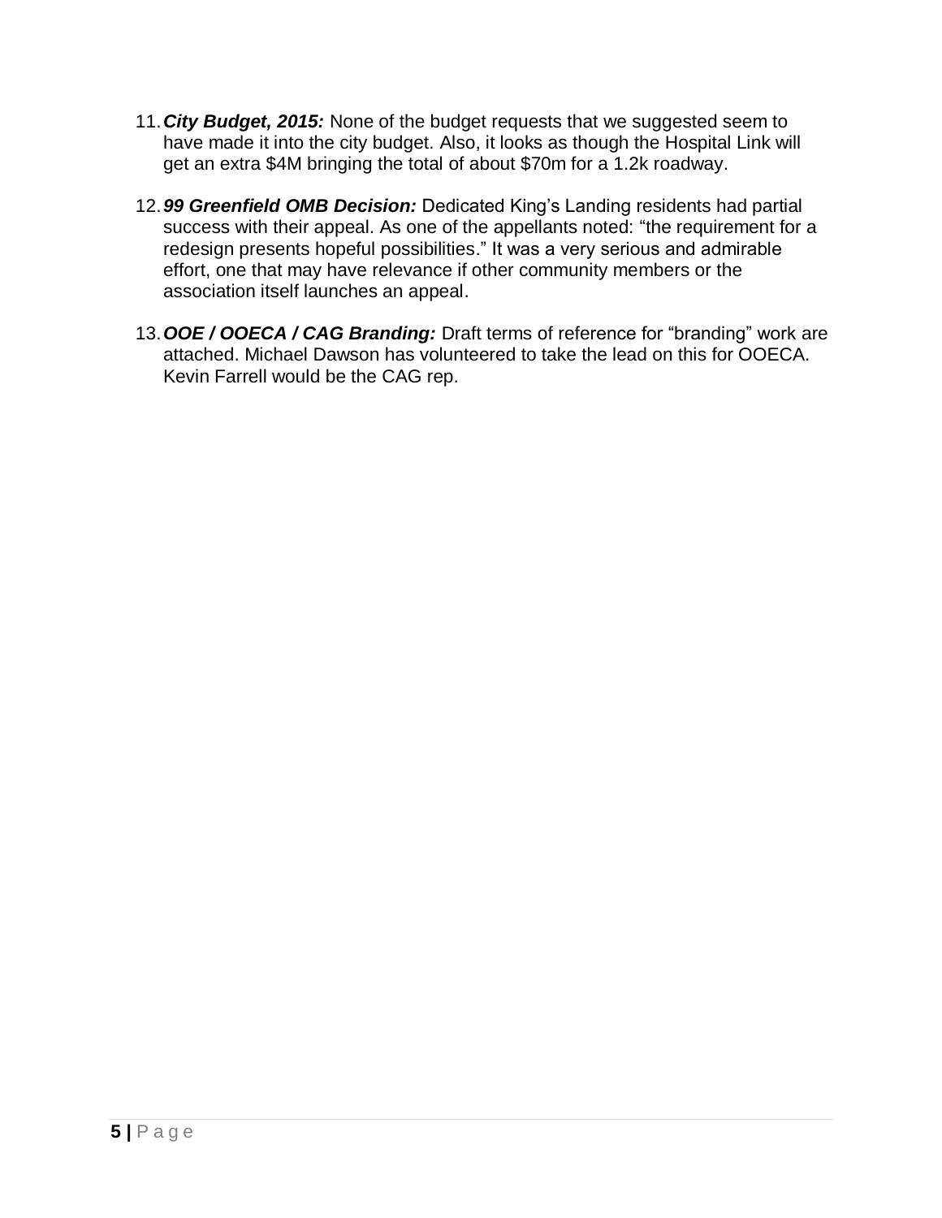11. ***City Budget, 2015:*** None of the budget requests that we suggested seem to have made it into the city budget. Also, it looks as though the Hospital Link will get an extra $4M bringing the total of about $70m for a 1.2k roadway.

12. ***99 Greenfield OMB Decision:*** Dedicated King's Landing residents had partial success with their appeal. As one of the appellants noted: "the requirement for a redesign presents hopeful possibilities." It was a very serious and admirable effort, one that may have relevance if other community members or the association itself launches an appeal.

13. ***OOE / OOECA / CAG Branding:*** Draft terms of reference for "branding" work are attached. Michael Dawson has volunteered to take the lead on this for OOECA. Kevin Farrell would be the CAG rep.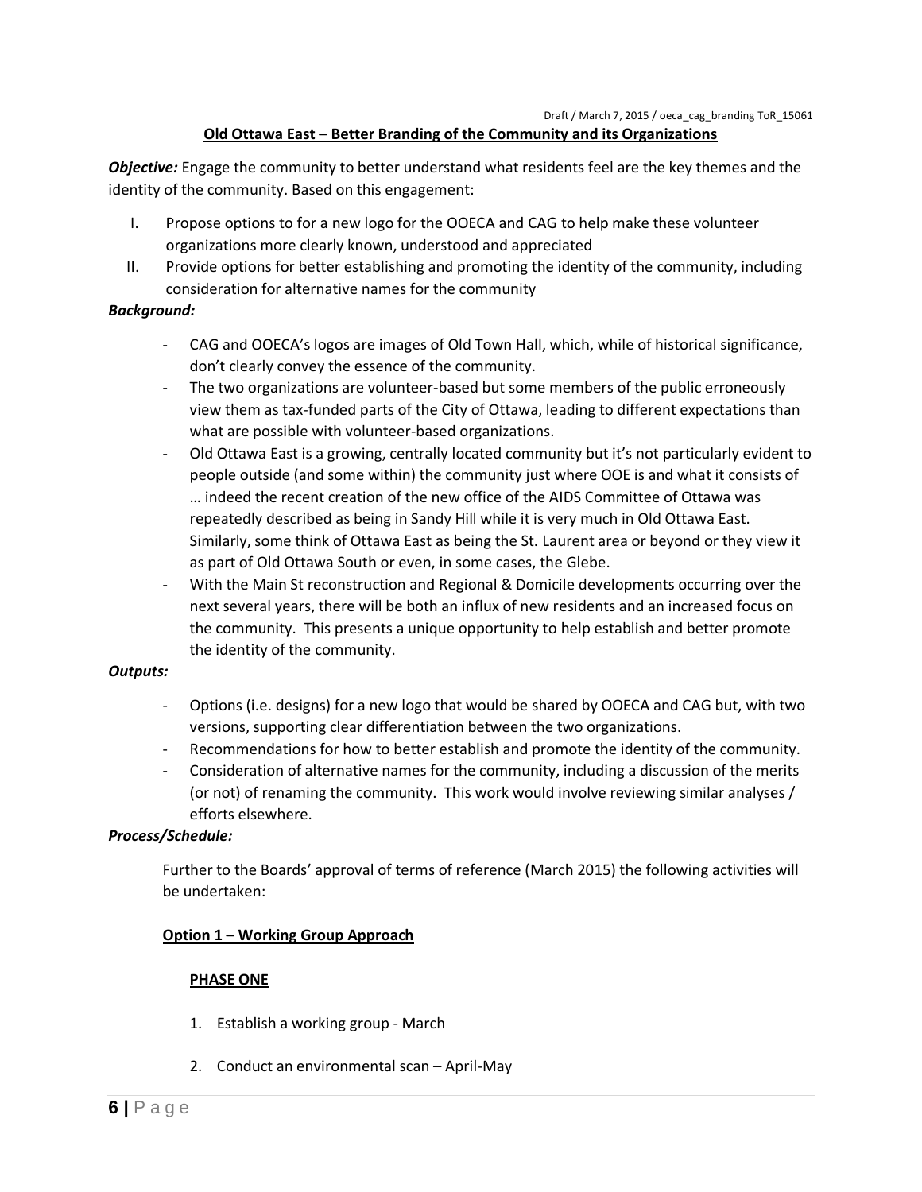Draft / March 7, 2015 / oeca_cag_branding ToR_15061

## Old Ottawa East – Better Branding of the Community and its Organizations

***Objective:*** Engage the community to better understand what residents feel are the key themes and the identity of the community. Based on this engagement:

I. Propose options to for a new logo for the OOECA and CAG to help make these volunteer organizations more clearly known, understood and appreciated

II. Provide options for better establishing and promoting the identity of the community, including consideration for alternative names for the community

***Background:***

- CAG and OOECA's logos are images of Old Town Hall, which, while of historical significance, don't clearly convey the essence of the community.
- The two organizations are volunteer-based but some members of the public erroneously view them as tax-funded parts of the City of Ottawa, leading to different expectations than what are possible with volunteer-based organizations.
- Old Ottawa East is a growing, centrally located community but it's not particularly evident to people outside (and some within) the community just where OOE is and what it consists of … indeed the recent creation of the new office of the AIDS Committee of Ottawa was repeatedly described as being in Sandy Hill while it is very much in Old Ottawa East. Similarly, some think of Ottawa East as being the St. Laurent area or beyond or they view it as part of Old Ottawa South or even, in some cases, the Glebe.
- With the Main St reconstruction and Regional & Domicile developments occurring over the next several years, there will be both an influx of new residents and an increased focus on the community. This presents a unique opportunity to help establish and better promote the identity of the community.

***Outputs:***

- Options (i.e. designs) for a new logo that would be shared by OOECA and CAG but, with two versions, supporting clear differentiation between the two organizations.
- Recommendations for how to better establish and promote the identity of the community.
- Consideration of alternative names for the community, including a discussion of the merits (or not) of renaming the community. This work would involve reviewing similar analyses / efforts elsewhere.

***Process/Schedule:***

Further to the Boards' approval of terms of reference (March 2015) the following activities will be undertaken:

### Option 1 – Working Group Approach

#### PHASE ONE

1. Establish a working group - March
2. Conduct an environmental scan – April-May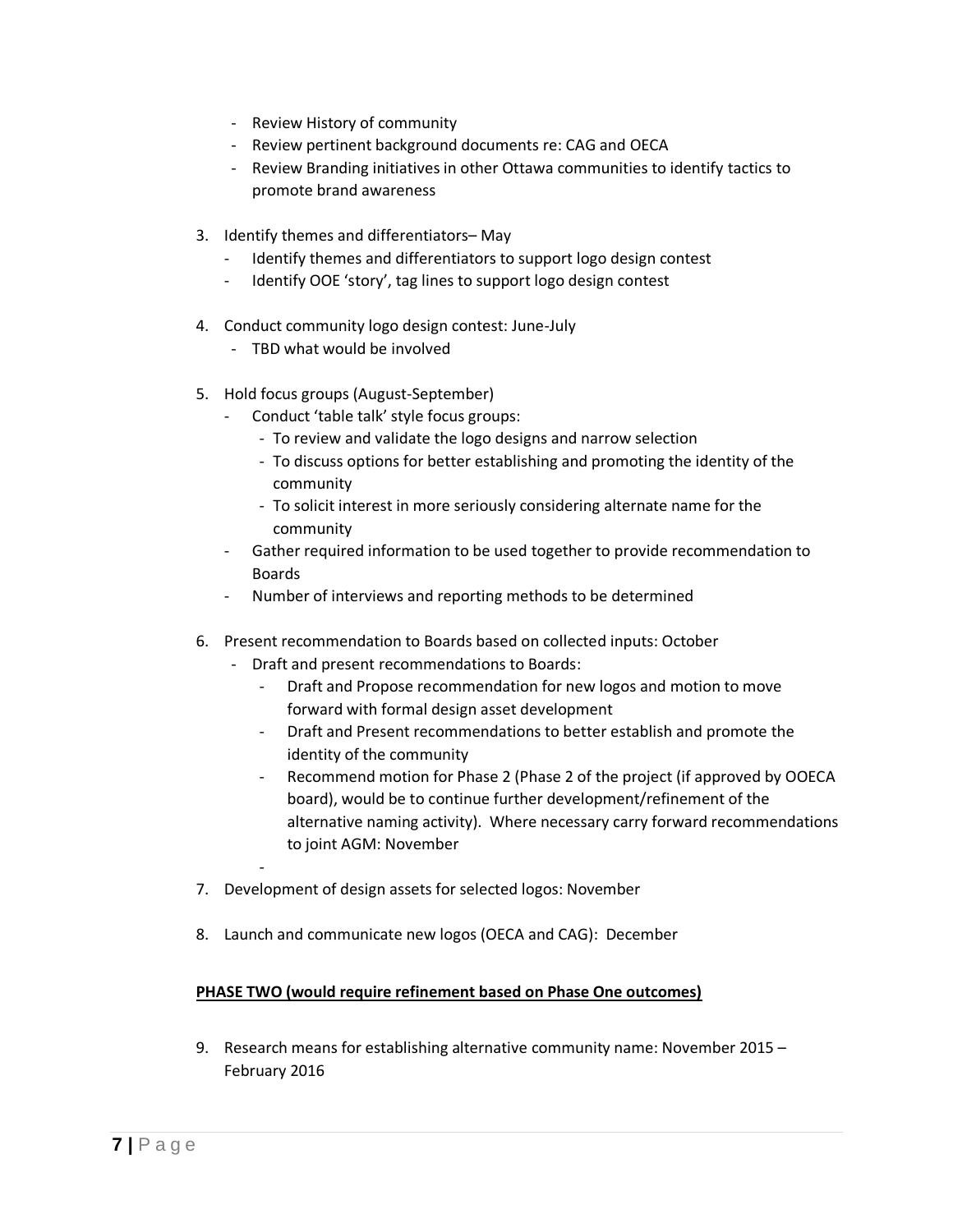- Review History of community
- Review pertinent background documents re: CAG and OECA
- Review Branding initiatives in other Ottawa communities to identify tactics to promote brand awareness

3. Identify themes and differentiators– May
   - Identify themes and differentiators to support logo design contest
   - Identify OOE 'story', tag lines to support logo design contest

4. Conduct community logo design contest: June-July
   - TBD what would be involved

5. Hold focus groups (August-September)
   - Conduct 'table talk' style focus groups:
     - To review and validate the logo designs and narrow selection
     - To discuss options for better establishing and promoting the identity of the community
     - To solicit interest in more seriously considering alternate name for the community
   - Gather required information to be used together to provide recommendation to Boards
   - Number of interviews and reporting methods to be determined

6. Present recommendation to Boards based on collected inputs: October
   - Draft and present recommendations to Boards:
     - Draft and Propose recommendation for new logos and motion to move forward with formal design asset development
     - Draft and Present recommendations to better establish and promote the identity of the community
     - Recommend motion for Phase 2 (Phase 2 of the project (if approved by OOECA board), would be to continue further development/refinement of the alternative naming activity). Where necessary carry forward recommendations to joint AGM: November
   -

7. Development of design assets for selected logos: November

8. Launch and communicate new logos (OECA and CAG): December

**PHASE TWO (would require refinement based on Phase One outcomes)**

9. Research means for establishing alternative community name: November 2015 – February 2016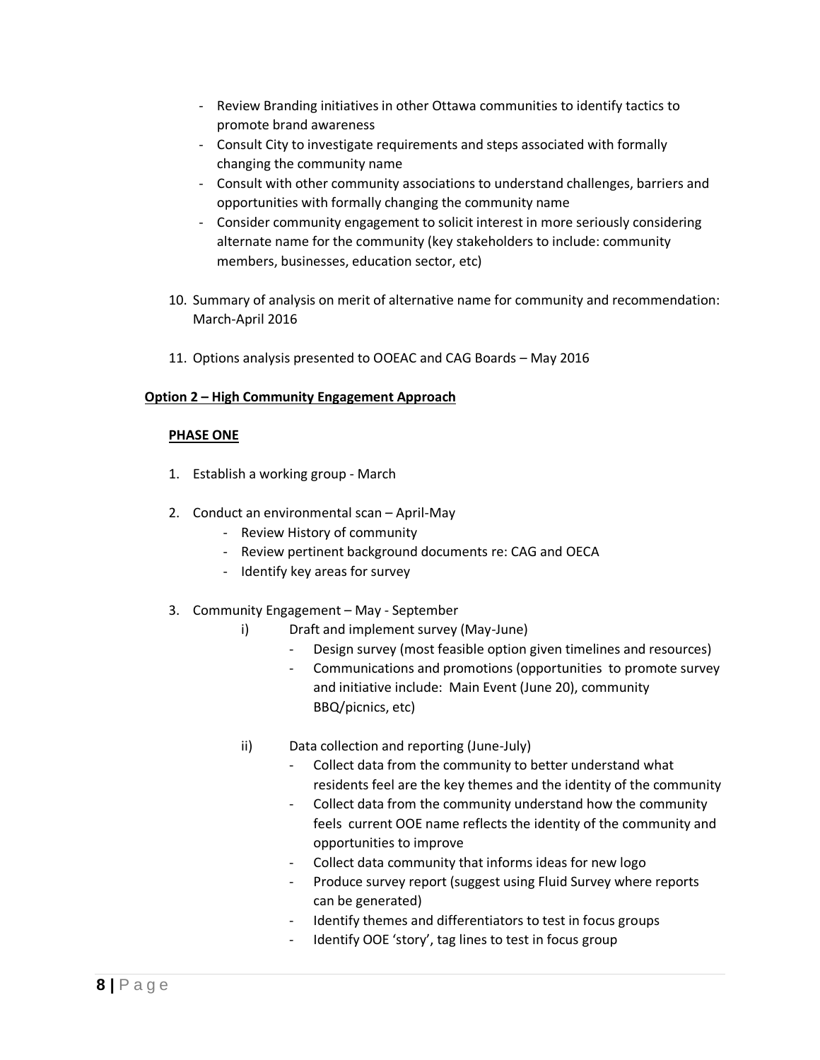- Review Branding initiatives in other Ottawa communities to identify tactics to promote brand awareness
- Consult City to investigate requirements and steps associated with formally changing the community name
- Consult with other community associations to understand challenges, barriers and opportunities with formally changing the community name
- Consider community engagement to solicit interest in more seriously considering alternate name for the community (key stakeholders to include: community members, businesses, education sector, etc)

10. Summary of analysis on merit of alternative name for community and recommendation: March-April 2016

11. Options analysis presented to OOEAC and CAG Boards – May 2016

**Option 2 – High Community Engagement Approach**

**PHASE ONE**

1. Establish a working group - March

2. Conduct an environmental scan – April-May
   - Review History of community
   - Review pertinent background documents re: CAG and OECA
   - Identify key areas for survey

3. Community Engagement – May - September
   i) Draft and implement survey (May-June)
      - Design survey (most feasible option given timelines and resources)
      - Communications and promotions (opportunities to promote survey and initiative include: Main Event (June 20), community BBQ/picnics, etc)

   ii) Data collection and reporting (June-July)
      - Collect data from the community to better understand what residents feel are the key themes and the identity of the community
      - Collect data from the community understand how the community feels current OOE name reflects the identity of the community and opportunities to improve
      - Collect data community that informs ideas for new logo
      - Produce survey report (suggest using Fluid Survey where reports can be generated)
      - Identify themes and differentiators to test in focus groups
      - Identify OOE 'story', tag lines to test in focus group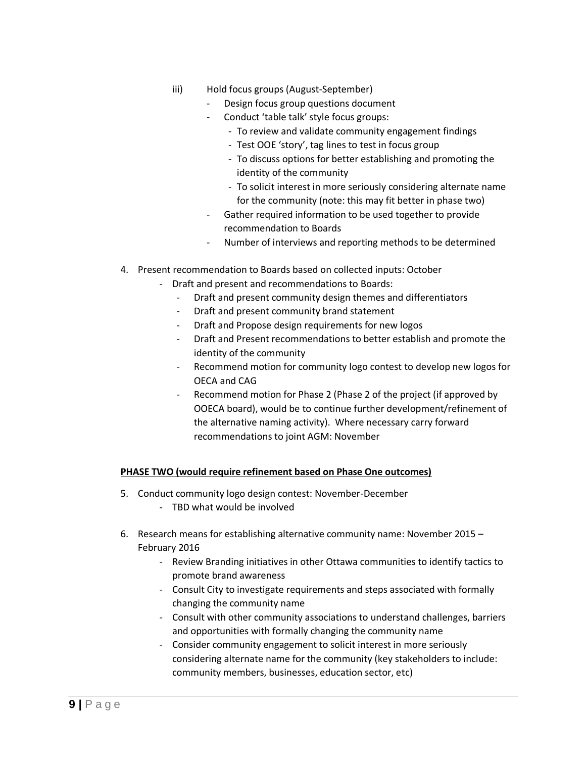iii) Hold focus groups (August-September)
   - Design focus group questions document
   - Conduct 'table talk' style focus groups:
     - To review and validate community engagement findings
     - Test OOE 'story', tag lines to test in focus group
     - To discuss options for better establishing and promoting the identity of the community
     - To solicit interest in more seriously considering alternate name for the community (note: this may fit better in phase two)
   - Gather required information to be used together to provide recommendation to Boards
   - Number of interviews and reporting methods to be determined

4. Present recommendation to Boards based on collected inputs: October
   - Draft and present and recommendations to Boards:
     - Draft and present community design themes and differentiators
     - Draft and present community brand statement
     - Draft and Propose design requirements for new logos
     - Draft and Present recommendations to better establish and promote the identity of the community
     - Recommend motion for community logo contest to develop new logos for OECA and CAG
     - Recommend motion for Phase 2 (Phase 2 of the project (if approved by OOECA board), would be to continue further development/refinement of the alternative naming activity). Where necessary carry forward recommendations to joint AGM: November

**PHASE TWO (would require refinement based on Phase One outcomes)**

5. Conduct community logo design contest: November-December
   - TBD what would be involved

6. Research means for establishing alternative community name: November 2015 – February 2016
   - Review Branding initiatives in other Ottawa communities to identify tactics to promote brand awareness
   - Consult City to investigate requirements and steps associated with formally changing the community name
   - Consult with other community associations to understand challenges, barriers and opportunities with formally changing the community name
   - Consider community engagement to solicit interest in more seriously considering alternate name for the community (key stakeholders to include: community members, businesses, education sector, etc)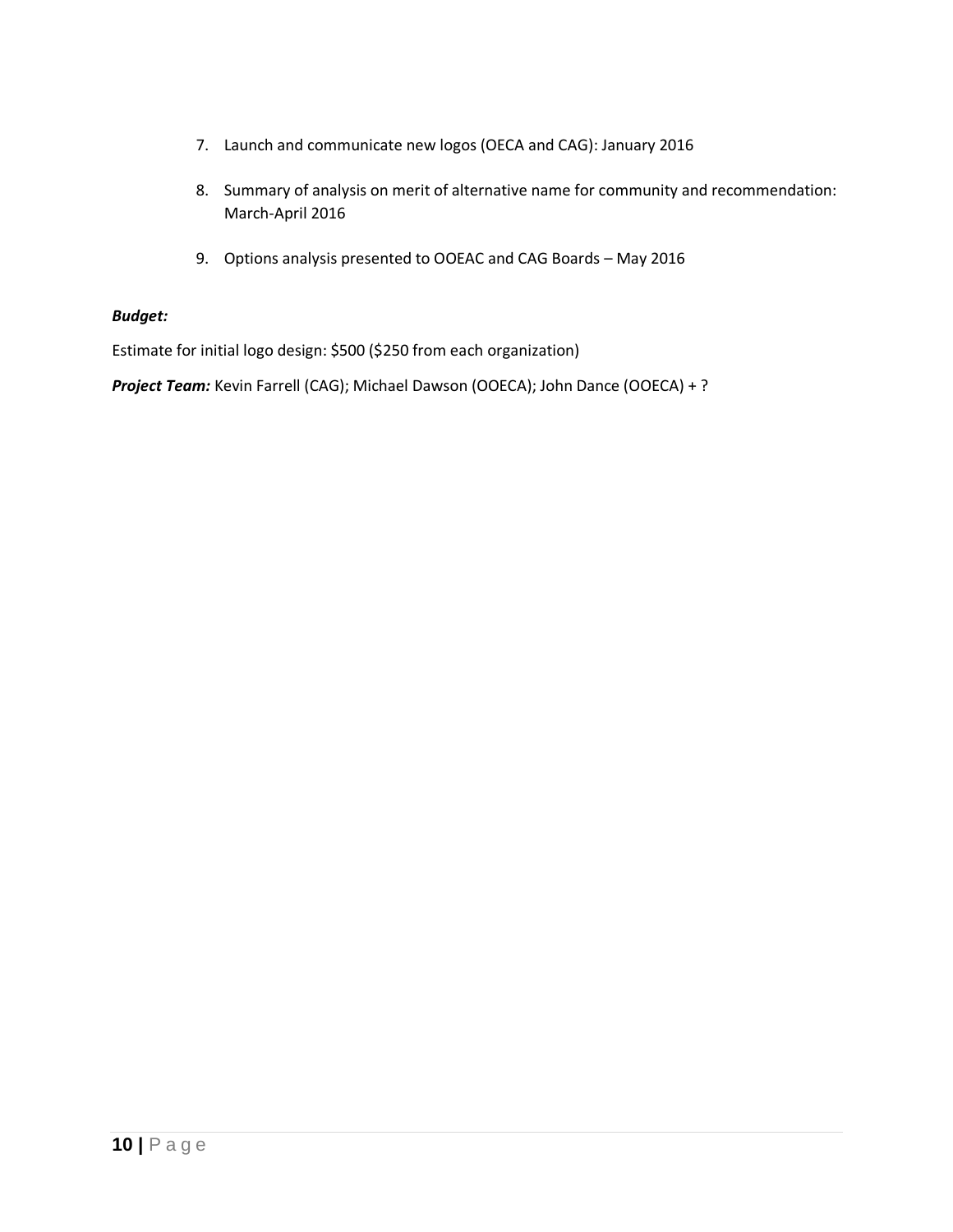7. Launch and communicate new logos (OECA and CAG): January 2016

8. Summary of analysis on merit of alternative name for community and recommendation: March-April 2016

9. Options analysis presented to OOEAC and CAG Boards – May 2016

***Budget:***

Estimate for initial logo design: $500 ($250 from each organization)

***Project Team:*** Kevin Farrell (CAG); Michael Dawson (OOECA); John Dance (OOECA) + ?